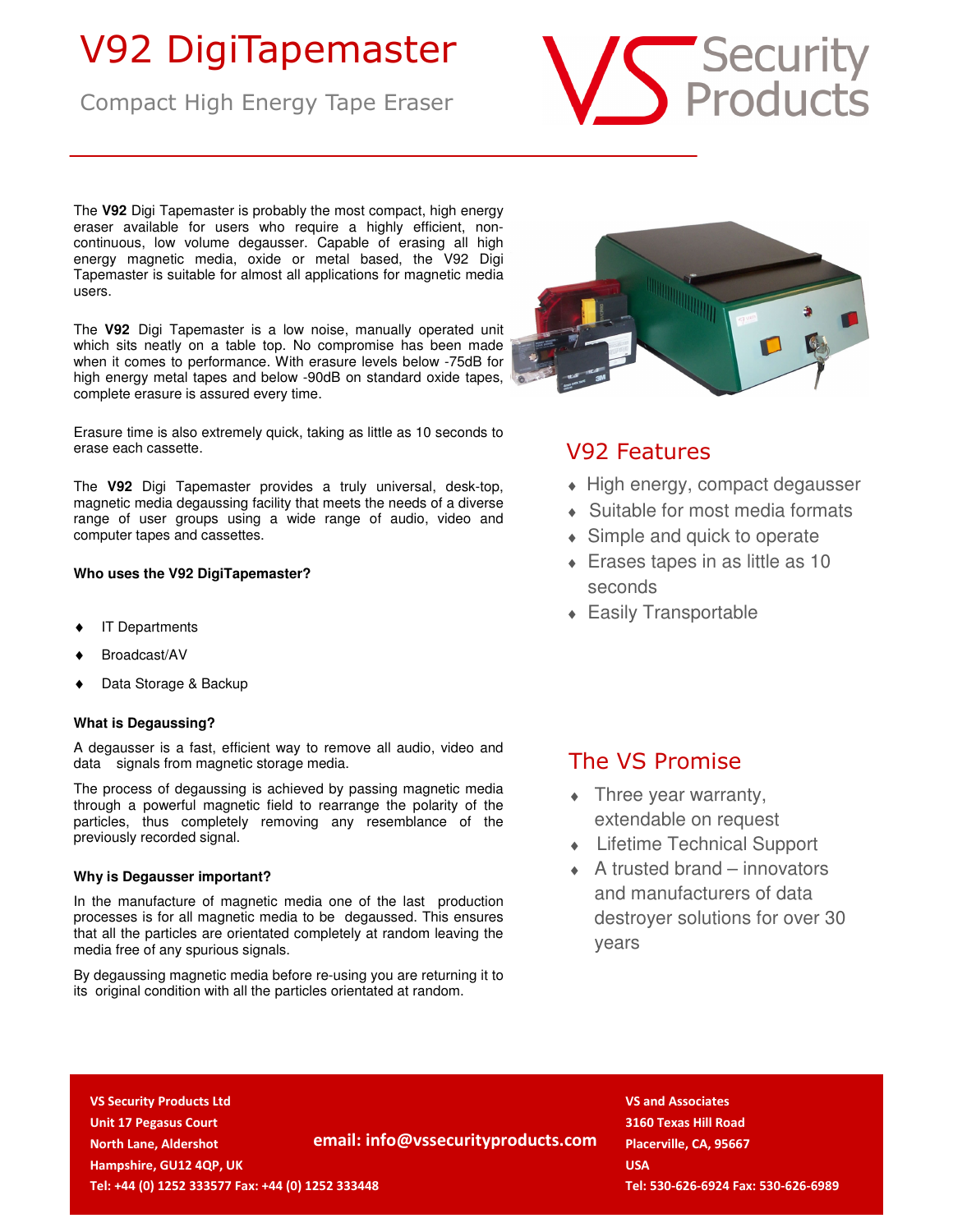# V92 DigiTapemaster

Compact High Energy Tape Eraser

VS Security Products

The **V92** Digi Tapemaster is probably the most compact, high energy eraser available for users who require a highly efficient, non-continuous, low volume degausser. Capable of erasing all high energy magnetic media, oxide or metal based, the V92 Digi Tapemaster is suitable for almost all applications for magnetic media users.

The **V92** Digi Tapemaster is a low noise, manually operated unit which sits neatly on a table top. No compromise has been made when it comes to performance. With erasure levels below -75dB for high energy metal tapes and below -90dB on standard oxide tapes, complete erasure is assured every time.

Erasure time is also extremely quick, taking as little as 10 seconds to erase each cassette.

The **V92** Digi Tapemaster provides a truly universal, desk-top, magnetic media degaussing facility that meets the needs of a diverse range of user groups using a wide range of audio, video and computer tapes and cassettes.

**Who uses the V92 DigiTapemaster?**

- IT Departments
- Broadcast/AV
- Data Storage & Backup

**What is Degaussing?**

A degausser is a fast, efficient way to remove all audio, video and data signals from magnetic storage media.

The process of degaussing is achieved by passing magnetic media through a powerful magnetic field to rearrange the polarity of the particles, thus completely removing any resemblance of the previously recorded signal.

**Why is Degausser important?**

In the manufacture of magnetic media one of the last production processes is for all magnetic media to be degaussed. This ensures that all the particles are orientated completely at random leaving the media free of any spurious signals.

By degaussing magnetic media before re-using you are returning it to its original condition with all the particles orientated at random.

## V92 Features

- High energy, compact degausser
- Suitable for most media formats
- Simple and quick to operate
- Erases tapes in as little as 10 seconds
- Easily Transportable

## The VS Promise

- Three year warranty, extendable on request
- Lifetime Technical Support
- A trusted brand – innovators and manufacturers of data destroyer solutions for over 30 years

**VS Security Products Ltd**
**Unit 17 Pegasus Court**
**North Lane, Aldershot**
**Hampshire, GU12 4QP, UK**
**Tel: +44 (0) 1252 333577 Fax: +44 (0) 1252 333448**

**email: info@vssecurityproducts.com**

**VS and Associates**
**3160 Texas Hill Road**
**Placerville, CA, 95667**
**USA**
**Tel: 530-626-6924 Fax: 530-626-6989**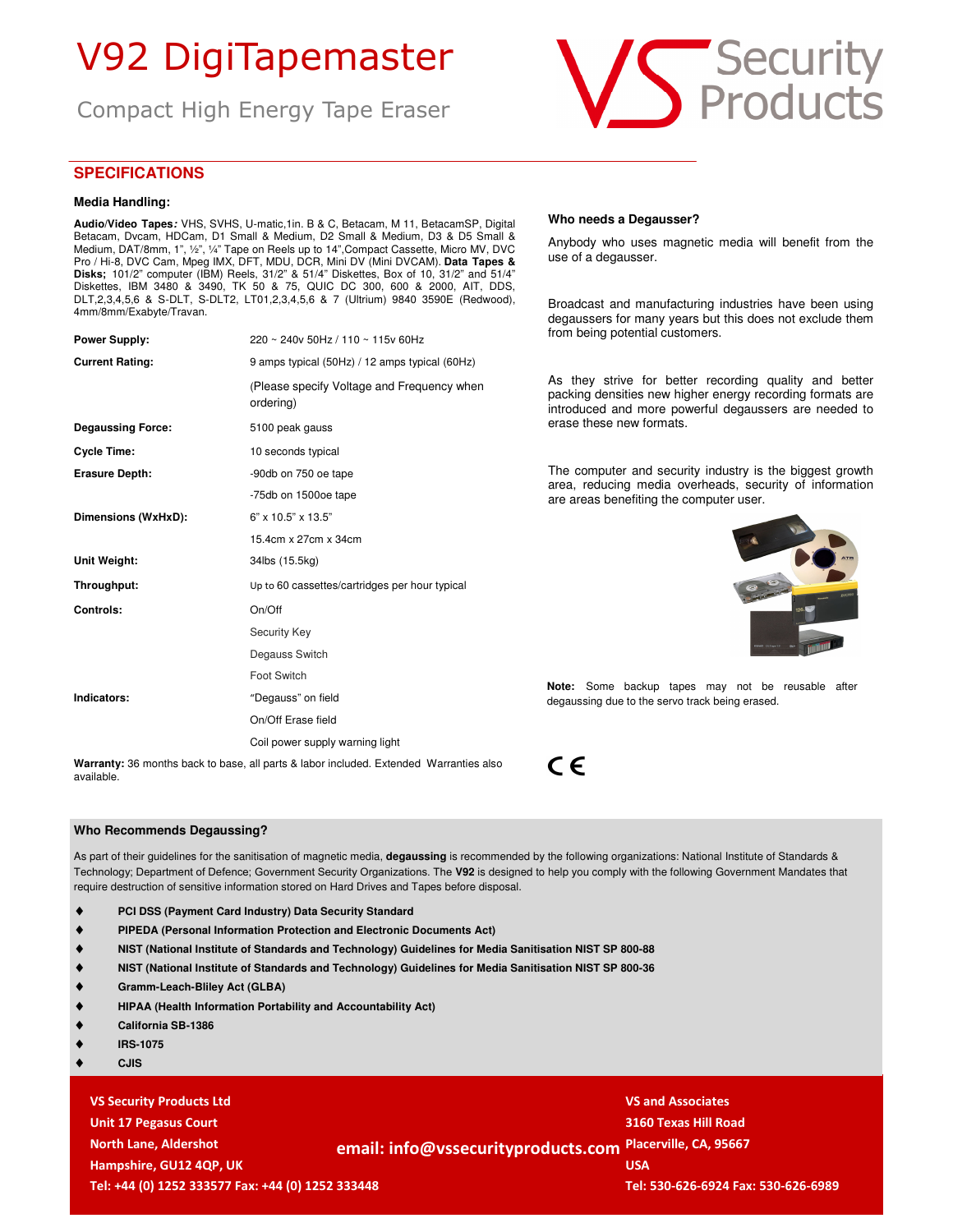# V92 DigiTapemaster

Compact High Energy Tape Eraser

VS Security Products

## SPECIFICATIONS

### Media Handling:

**Audio/Video Tapes:** VHS, SVHS, U-matic,1in. B & C, Betacam, M 11, BetacamSP, Digital Betacam, Dvcam, HDCam, D1 Small & Medium, D2 Small & Medium, D3 & D5 Small & Medium, DAT/8mm, 1", ½", ¼" Tape on Reels up to 14",Compact Cassette, Micro MV, DVC Pro / Hi-8, DVC Cam, Mpeg IMX, DFT, MDU, DCR, Mini DV (Mini DVCAM). **Data Tapes & Disks;** 101/2" computer (IBM) Reels, 31/2" & 51/4" Diskettes, Box of 10, 31/2" and 51/4" Diskettes, IBM 3480 & 3490, TK 50 & 75, QUIC DC 300, 600 & 2000, AIT, DDS, DLT,2,3,4,5,6 & S-DLT, S-DLT2, LT01,2,3,4,5,6 & 7 (Ultrium) 9840 3590E (Redwood), 4mm/8mm/Exabyte/Travan.

| | |
|---|---|
| **Power Supply:** | 220 ~ 240v 50Hz / 110 ~ 115v 60Hz |
| **Current Rating:** | 9 amps typical (50Hz) / 12 amps typical (60Hz) |
| | (Please specify Voltage and Frequency when ordering) |
| **Degaussing Force:** | 5100 peak gauss |
| **Cycle Time:** | 10 seconds typical |
| **Erasure Depth:** | -90db on 750 oe tape |
| | -75db on 1500oe tape |
| **Dimensions (WxHxD):** | 6" x 10.5" x 13.5" |
| | 15.4cm x 27cm x 34cm |
| **Unit Weight:** | 34lbs (15.5kg) |
| **Throughput:** | Up to 60 cassettes/cartridges per hour typical |
| **Controls:** | On/Off |
| | Security Key |
| | Degauss Switch |
| | Foot Switch |
| **Indicators:** | "Degauss" on field |
| | On/Off Erase field |
| | Coil power supply warning light |

**Warranty:** 36 months back to base, all parts & labor included. Extended Warranties also available.

### Who needs a Degausser?

Anybody who uses magnetic media will benefit from the use of a degausser.

Broadcast and manufacturing industries have been using degaussers for many years but this does not exclude them from being potential customers.

As they strive for better recording quality and better packing densities new higher energy recording formats are introduced and more powerful degaussers are needed to erase these new formats.

The computer and security industry is the biggest growth area, reducing media overheads, security of information are areas benefiting the computer user.

**Note:** Some backup tapes may not be reusable after degaussing due to the servo track being erased.

CE

### Who Recommends Degaussing?

As part of their guidelines for the sanitisation of magnetic media, **degaussing** is recommended by the following organizations: National Institute of Standards & Technology; Department of Defence; Government Security Organizations. The **V92** is designed to help you comply with the following Government Mandates that require destruction of sensitive information stored on Hard Drives and Tapes before disposal.

- **PCI DSS (Payment Card Industry) Data Security Standard**
- **PIPEDA (Personal Information Protection and Electronic Documents Act)**
- **NIST (National Institute of Standards and Technology) Guidelines for Media Sanitisation NIST SP 800-88**
- **NIST (National Institute of Standards and Technology) Guidelines for Media Sanitisation NIST SP 800-36**
- **Gramm-Leach-Bliley Act (GLBA)**
- **HIPAA (Health Information Portability and Accountability Act)**
- **California SB-1386**
- **IRS-1075**
- **CJIS**

**VS Security Products Ltd**
**Unit 17 Pegasus Court**
**North Lane, Aldershot**
**Hampshire, GU12 4QP, UK**
**Tel: +44 (0) 1252 333577 Fax: +44 (0) 1252 333448**

**email: info@vssecurityproducts.com**

**VS and Associates**
**3160 Texas Hill Road**
**Placerville, CA, 95667**
**USA**
**Tel: 530-626-6924 Fax: 530-626-6989**